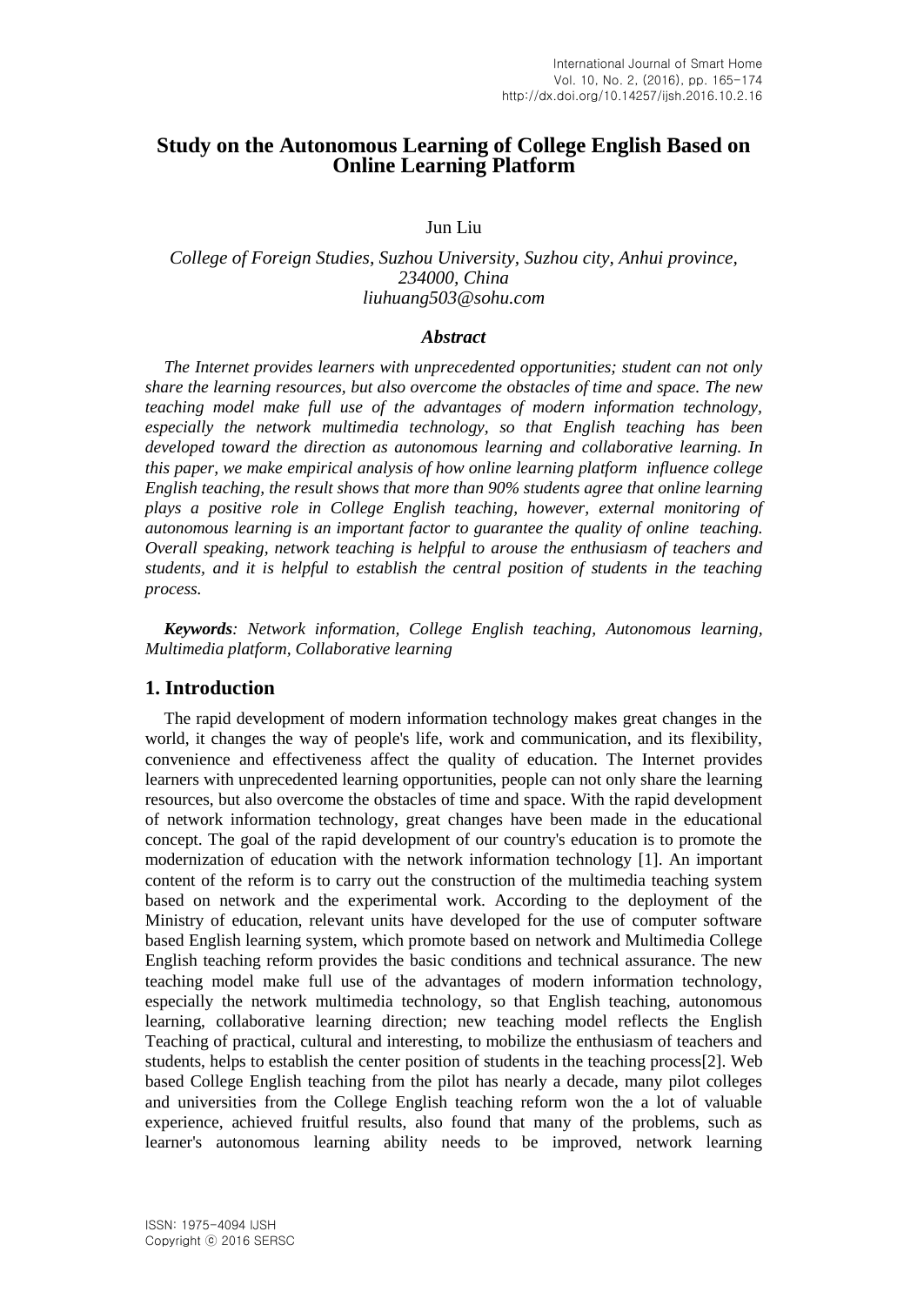# Study on the Autonomous Learning of College English Based on Online Learning Platform

Jun Liu

*College of Foreign Studies, Suzhou University, Suzhou city, Anhui province, 234000, China*
*liuhuang503@sohu.com*

### *Abstract*

*The Internet provides learners with unprecedented opportunities; student can not only share the learning resources, but also overcome the obstacles of time and space. The new teaching model make full use of the advantages of modern information technology, especially the network multimedia technology, so that English teaching has been developed toward the direction as autonomous learning and collaborative learning. In this paper, we make empirical analysis of how online learning platform influence college English teaching, the result shows that more than 90% students agree that online learning plays a positive role in College English teaching, however, external monitoring of autonomous learning is an important factor to guarantee the quality of online teaching. Overall speaking, network teaching is helpful to arouse the enthusiasm of teachers and students, and it is helpful to establish the central position of students in the teaching process.*

***Keywords****: Network information, College English teaching, Autonomous learning, Multimedia platform, Collaborative learning*

## 1. Introduction

The rapid development of modern information technology makes great changes in the world, it changes the way of people's life, work and communication, and its flexibility, convenience and effectiveness affect the quality of education. The Internet provides learners with unprecedented learning opportunities, people can not only share the learning resources, but also overcome the obstacles of time and space. With the rapid development of network information technology, great changes have been made in the educational concept. The goal of the rapid development of our country's education is to promote the modernization of education with the network information technology [1]. An important content of the reform is to carry out the construction of the multimedia teaching system based on network and the experimental work. According to the deployment of the Ministry of education, relevant units have developed for the use of computer software based English learning system, which promote based on network and Multimedia College English teaching reform provides the basic conditions and technical assurance. The new teaching model make full use of the advantages of modern information technology, especially the network multimedia technology, so that English teaching, autonomous learning, collaborative learning direction; new teaching model reflects the English Teaching of practical, cultural and interesting, to mobilize the enthusiasm of teachers and students, helps to establish the center position of students in the teaching process[2]. Web based College English teaching from the pilot has nearly a decade, many pilot colleges and universities from the College English teaching reform won the a lot of valuable experience, achieved fruitful results, also found that many of the problems, such as learner's autonomous learning ability needs to be improved, network learning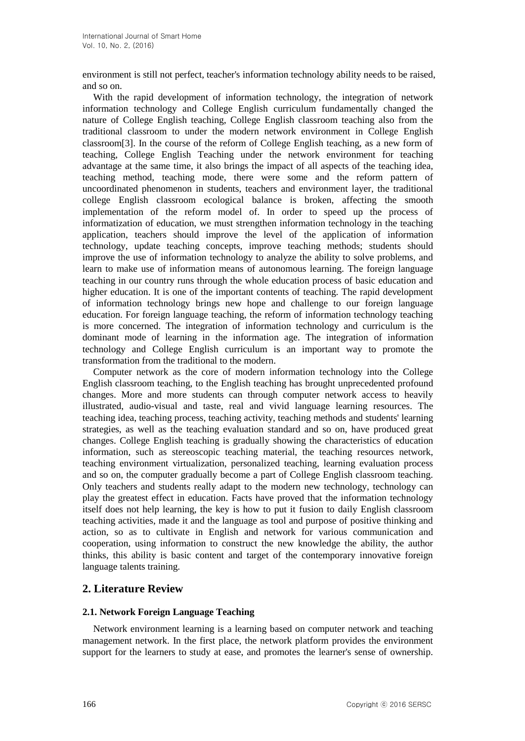environment is still not perfect, teacher's information technology ability needs to be raised, and so on.

With the rapid development of information technology, the integration of network information technology and College English curriculum fundamentally changed the nature of College English teaching, College English classroom teaching also from the traditional classroom to under the modern network environment in College English classroom[3]. In the course of the reform of College English teaching, as a new form of teaching, College English Teaching under the network environment for teaching advantage at the same time, it also brings the impact of all aspects of the teaching idea, teaching method, teaching mode, there were some and the reform pattern of uncoordinated phenomenon in students, teachers and environment layer, the traditional college English classroom ecological balance is broken, affecting the smooth implementation of the reform model of. In order to speed up the process of informatization of education, we must strengthen information technology in the teaching application, teachers should improve the level of the application of information technology, update teaching concepts, improve teaching methods; students should improve the use of information technology to analyze the ability to solve problems, and learn to make use of information means of autonomous learning. The foreign language teaching in our country runs through the whole education process of basic education and higher education. It is one of the important contents of teaching. The rapid development of information technology brings new hope and challenge to our foreign language education. For foreign language teaching, the reform of information technology teaching is more concerned. The integration of information technology and curriculum is the dominant mode of learning in the information age. The integration of information technology and College English curriculum is an important way to promote the transformation from the traditional to the modern.

Computer network as the core of modern information technology into the College English classroom teaching, to the English teaching has brought unprecedented profound changes. More and more students can through computer network access to heavily illustrated, audio-visual and taste, real and vivid language learning resources. The teaching idea, teaching process, teaching activity, teaching methods and students' learning strategies, as well as the teaching evaluation standard and so on, have produced great changes. College English teaching is gradually showing the characteristics of education information, such as stereoscopic teaching material, the teaching resources network, teaching environment virtualization, personalized teaching, learning evaluation process and so on, the computer gradually become a part of College English classroom teaching. Only teachers and students really adapt to the modern new technology, technology can play the greatest effect in education. Facts have proved that the information technology itself does not help learning, the key is how to put it fusion to daily English classroom teaching activities, made it and the language as tool and purpose of positive thinking and action, so as to cultivate in English and network for various communication and cooperation, using information to construct the new knowledge the ability, the author thinks, this ability is basic content and target of the contemporary innovative foreign language talents training.

## 2. Literature Review

### 2.1. Network Foreign Language Teaching

Network environment learning is a learning based on computer network and teaching management network. In the first place, the network platform provides the environment support for the learners to study at ease, and promotes the learner's sense of ownership.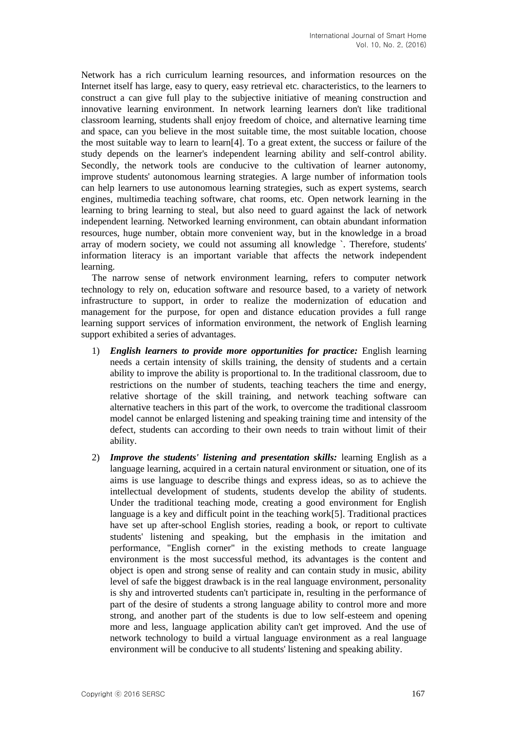Network has a rich curriculum learning resources, and information resources on the Internet itself has large, easy to query, easy retrieval etc. characteristics, to the learners to construct a can give full play to the subjective initiative of meaning construction and innovative learning environment. In network learning learners don't like traditional classroom learning, students shall enjoy freedom of choice, and alternative learning time and space, can you believe in the most suitable time, the most suitable location, choose the most suitable way to learn to learn[4]. To a great extent, the success or failure of the study depends on the learner's independent learning ability and self-control ability. Secondly, the network tools are conducive to the cultivation of learner autonomy, improve students' autonomous learning strategies. A large number of information tools can help learners to use autonomous learning strategies, such as expert systems, search engines, multimedia teaching software, chat rooms, etc. Open network learning in the learning to bring learning to steal, but also need to guard against the lack of network independent learning. Networked learning environment, can obtain abundant information resources, huge number, obtain more convenient way, but in the knowledge in a broad array of modern society, we could not assuming all knowledge `. Therefore, students' information literacy is an important variable that affects the network independent learning.

The narrow sense of network environment learning, refers to computer network technology to rely on, education software and resource based, to a variety of network infrastructure to support, in order to realize the modernization of education and management for the purpose, for open and distance education provides a full range learning support services of information environment, the network of English learning support exhibited a series of advantages.

1) ***English learners to provide more opportunities for practice:*** English learning needs a certain intensity of skills training, the density of students and a certain ability to improve the ability is proportional to. In the traditional classroom, due to restrictions on the number of students, teaching teachers the time and energy, relative shortage of the skill training, and network teaching software can alternative teachers in this part of the work, to overcome the traditional classroom model cannot be enlarged listening and speaking training time and intensity of the defect, students can according to their own needs to train without limit of their ability.

2) ***Improve the students' listening and presentation skills:*** learning English as a language learning, acquired in a certain natural environment or situation, one of its aims is use language to describe things and express ideas, so as to achieve the intellectual development of students, students develop the ability of students. Under the traditional teaching mode, creating a good environment for English language is a key and difficult point in the teaching work[5]. Traditional practices have set up after-school English stories, reading a book, or report to cultivate students' listening and speaking, but the emphasis in the imitation and performance, "English corner" in the existing methods to create language environment is the most successful method, its advantages is the content and object is open and strong sense of reality and can contain study in music, ability level of safe the biggest drawback is in the real language environment, personality is shy and introverted students can't participate in, resulting in the performance of part of the desire of students a strong language ability to control more and more strong, and another part of the students is due to low self-esteem and opening more and less, language application ability can't get improved. And the use of network technology to build a virtual language environment as a real language environment will be conducive to all students' listening and speaking ability.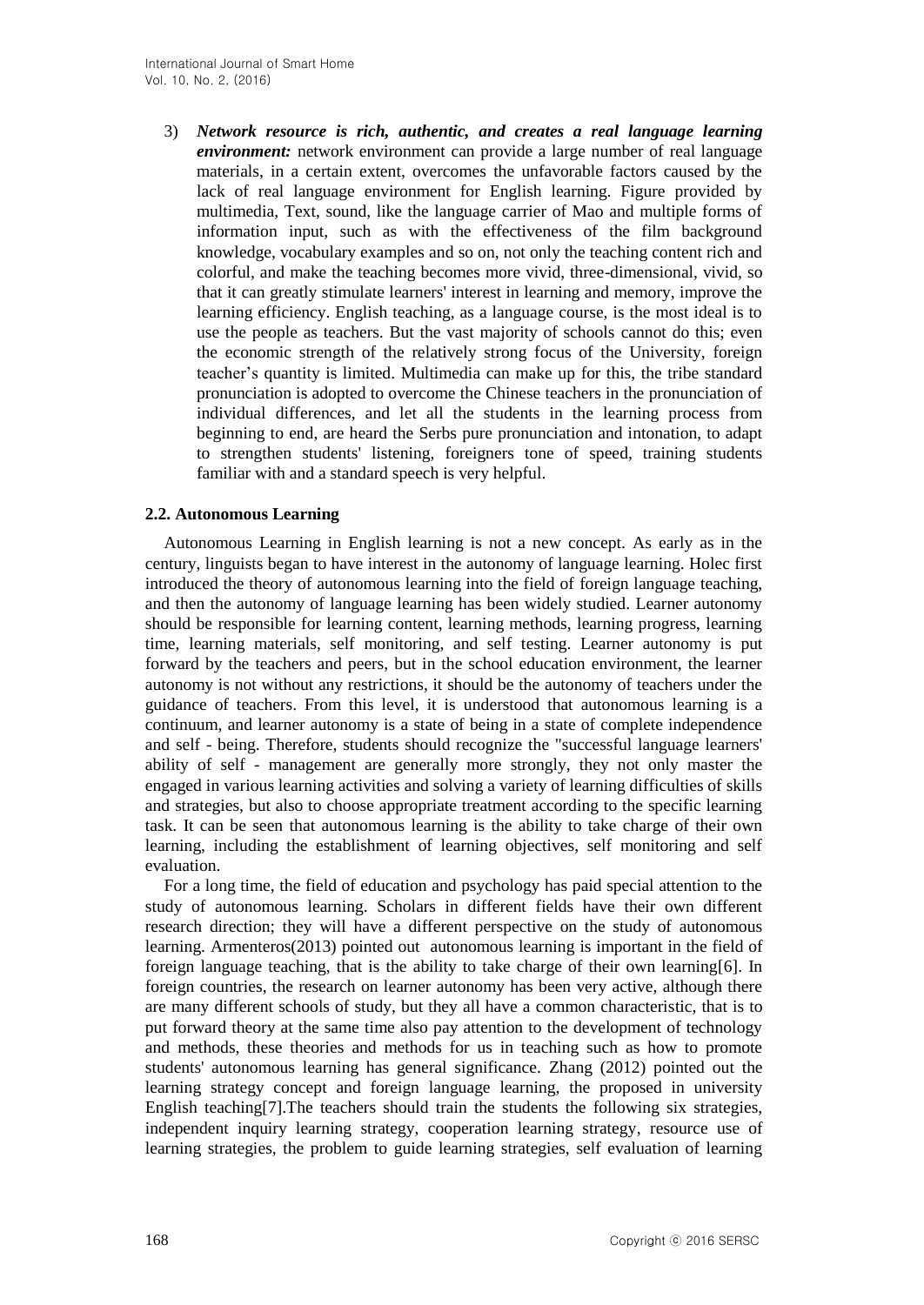3) ***Network resource is rich, authentic, and creates a real language learning environment:*** network environment can provide a large number of real language materials, in a certain extent, overcomes the unfavorable factors caused by the lack of real language environment for English learning. Figure provided by multimedia, Text, sound, like the language carrier of Mao and multiple forms of information input, such as with the effectiveness of the film background knowledge, vocabulary examples and so on, not only the teaching content rich and colorful, and make the teaching becomes more vivid, three-dimensional, vivid, so that it can greatly stimulate learners' interest in learning and memory, improve the learning efficiency. English teaching, as a language course, is the most ideal is to use the people as teachers. But the vast majority of schools cannot do this; even the economic strength of the relatively strong focus of the University, foreign teacher's quantity is limited. Multimedia can make up for this, the tribe standard pronunciation is adopted to overcome the Chinese teachers in the pronunciation of individual differences, and let all the students in the learning process from beginning to end, are heard the Serbs pure pronunciation and intonation, to adapt to strengthen students' listening, foreigners tone of speed, training students familiar with and a standard speech is very helpful.

### 2.2. Autonomous Learning

Autonomous Learning in English learning is not a new concept. As early as in the century, linguists began to have interest in the autonomy of language learning. Holec first introduced the theory of autonomous learning into the field of foreign language teaching, and then the autonomy of language learning has been widely studied. Learner autonomy should be responsible for learning content, learning methods, learning progress, learning time, learning materials, self monitoring, and self testing. Learner autonomy is put forward by the teachers and peers, but in the school education environment, the learner autonomy is not without any restrictions, it should be the autonomy of teachers under the guidance of teachers. From this level, it is understood that autonomous learning is a continuum, and learner autonomy is a state of being in a state of complete independence and self - being. Therefore, students should recognize the "successful language learners' ability of self - management are generally more strongly, they not only master the engaged in various learning activities and solving a variety of learning difficulties of skills and strategies, but also to choose appropriate treatment according to the specific learning task. It can be seen that autonomous learning is the ability to take charge of their own learning, including the establishment of learning objectives, self monitoring and self evaluation.

For a long time, the field of education and psychology has paid special attention to the study of autonomous learning. Scholars in different fields have their own different research direction; they will have a different perspective on the study of autonomous learning. Armenteros(2013) pointed out autonomous learning is important in the field of foreign language teaching, that is the ability to take charge of their own learning[6]. In foreign countries, the research on learner autonomy has been very active, although there are many different schools of study, but they all have a common characteristic, that is to put forward theory at the same time also pay attention to the development of technology and methods, these theories and methods for us in teaching such as how to promote students' autonomous learning has general significance. Zhang (2012) pointed out the learning strategy concept and foreign language learning, the proposed in university English teaching[7].The teachers should train the students the following six strategies, independent inquiry learning strategy, cooperation learning strategy, resource use of learning strategies, the problem to guide learning strategies, self evaluation of learning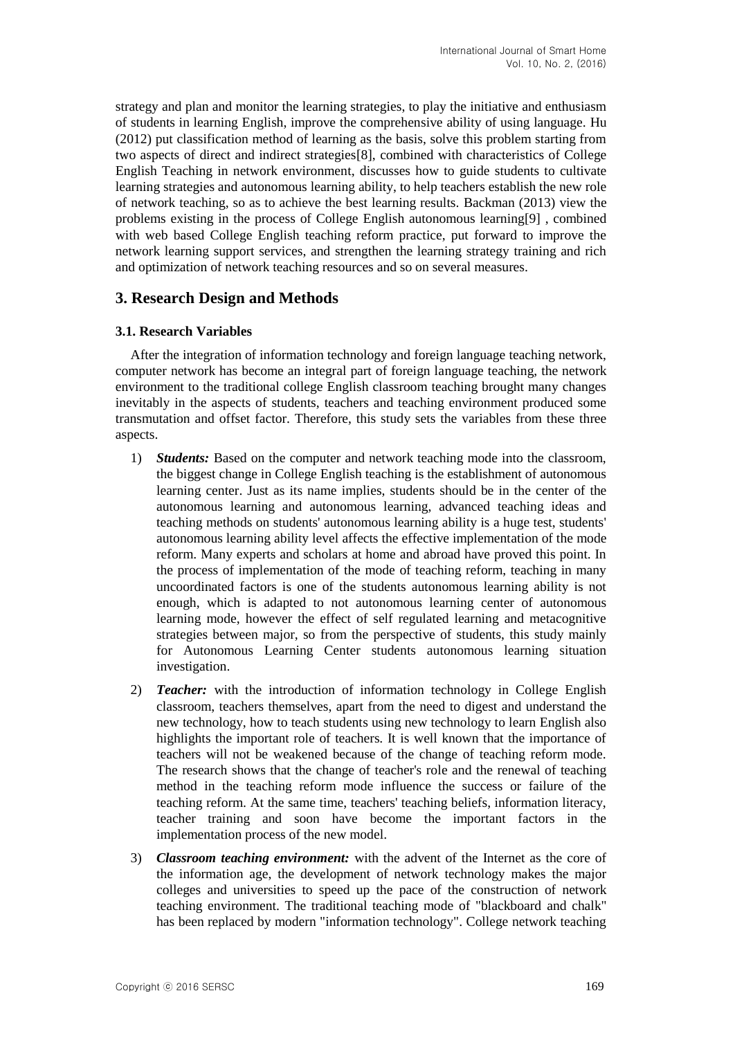strategy and plan and monitor the learning strategies, to play the initiative and enthusiasm of students in learning English, improve the comprehensive ability of using language. Hu (2012) put classification method of learning as the basis, solve this problem starting from two aspects of direct and indirect strategies[8], combined with characteristics of College English Teaching in network environment, discusses how to guide students to cultivate learning strategies and autonomous learning ability, to help teachers establish the new role of network teaching, so as to achieve the best learning results. Backman (2013) view the problems existing in the process of College English autonomous learning[9] , combined with web based College English teaching reform practice, put forward to improve the network learning support services, and strengthen the learning strategy training and rich and optimization of network teaching resources and so on several measures.

## 3. Research Design and Methods

### 3.1. Research Variables

After the integration of information technology and foreign language teaching network, computer network has become an integral part of foreign language teaching, the network environment to the traditional college English classroom teaching brought many changes inevitably in the aspects of students, teachers and teaching environment produced some transmutation and offset factor. Therefore, this study sets the variables from these three aspects.

1) ***Students:*** Based on the computer and network teaching mode into the classroom, the biggest change in College English teaching is the establishment of autonomous learning center. Just as its name implies, students should be in the center of the autonomous learning and autonomous learning, advanced teaching ideas and teaching methods on students' autonomous learning ability is a huge test, students' autonomous learning ability level affects the effective implementation of the mode reform. Many experts and scholars at home and abroad have proved this point. In the process of implementation of the mode of teaching reform, teaching in many uncoordinated factors is one of the students autonomous learning ability is not enough, which is adapted to not autonomous learning center of autonomous learning mode, however the effect of self regulated learning and metacognitive strategies between major, so from the perspective of students, this study mainly for Autonomous Learning Center students autonomous learning situation investigation.

2) ***Teacher:*** with the introduction of information technology in College English classroom, teachers themselves, apart from the need to digest and understand the new technology, how to teach students using new technology to learn English also highlights the important role of teachers. It is well known that the importance of teachers will not be weakened because of the change of teaching reform mode. The research shows that the change of teacher's role and the renewal of teaching method in the teaching reform mode influence the success or failure of the teaching reform. At the same time, teachers' teaching beliefs, information literacy, teacher training and soon have become the important factors in the implementation process of the new model.

3) ***Classroom teaching environment:*** with the advent of the Internet as the core of the information age, the development of network technology makes the major colleges and universities to speed up the pace of the construction of network teaching environment. The traditional teaching mode of "blackboard and chalk" has been replaced by modern "information technology". College network teaching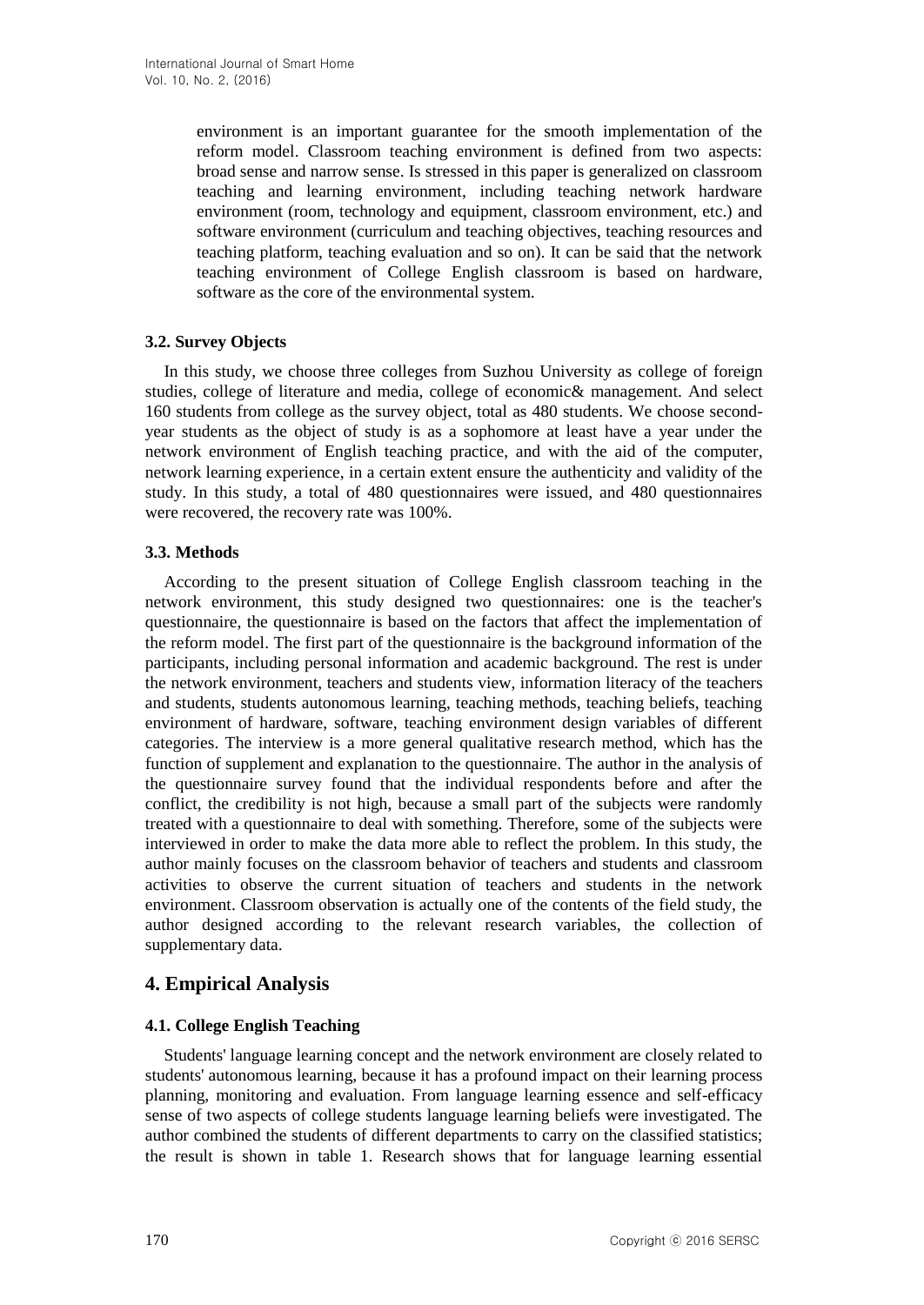environment is an important guarantee for the smooth implementation of the reform model. Classroom teaching environment is defined from two aspects: broad sense and narrow sense. Is stressed in this paper is generalized on classroom teaching and learning environment, including teaching network hardware environment (room, technology and equipment, classroom environment, etc.) and software environment (curriculum and teaching objectives, teaching resources and teaching platform, teaching evaluation and so on). It can be said that the network teaching environment of College English classroom is based on hardware, software as the core of the environmental system.

### 3.2. Survey Objects

In this study, we choose three colleges from Suzhou University as college of foreign studies, college of literature and media, college of economic& management. And select 160 students from college as the survey object, total as 480 students. We choose second-year students as the object of study is as a sophomore at least have a year under the network environment of English teaching practice, and with the aid of the computer, network learning experience, in a certain extent ensure the authenticity and validity of the study. In this study, a total of 480 questionnaires were issued, and 480 questionnaires were recovered, the recovery rate was 100%.

### 3.3. Methods

According to the present situation of College English classroom teaching in the network environment, this study designed two questionnaires: one is the teacher's questionnaire, the questionnaire is based on the factors that affect the implementation of the reform model. The first part of the questionnaire is the background information of the participants, including personal information and academic background. The rest is under the network environment, teachers and students view, information literacy of the teachers and students, students autonomous learning, teaching methods, teaching beliefs, teaching environment of hardware, software, teaching environment design variables of different categories. The interview is a more general qualitative research method, which has the function of supplement and explanation to the questionnaire. The author in the analysis of the questionnaire survey found that the individual respondents before and after the conflict, the credibility is not high, because a small part of the subjects were randomly treated with a questionnaire to deal with something. Therefore, some of the subjects were interviewed in order to make the data more able to reflect the problem. In this study, the author mainly focuses on the classroom behavior of teachers and students and classroom activities to observe the current situation of teachers and students in the network environment. Classroom observation is actually one of the contents of the field study, the author designed according to the relevant research variables, the collection of supplementary data.

## 4. Empirical Analysis

### 4.1. College English Teaching

Students' language learning concept and the network environment are closely related to students' autonomous learning, because it has a profound impact on their learning process planning, monitoring and evaluation. From language learning essence and self-efficacy sense of two aspects of college students language learning beliefs were investigated. The author combined the students of different departments to carry on the classified statistics; the result is shown in table 1. Research shows that for language learning essential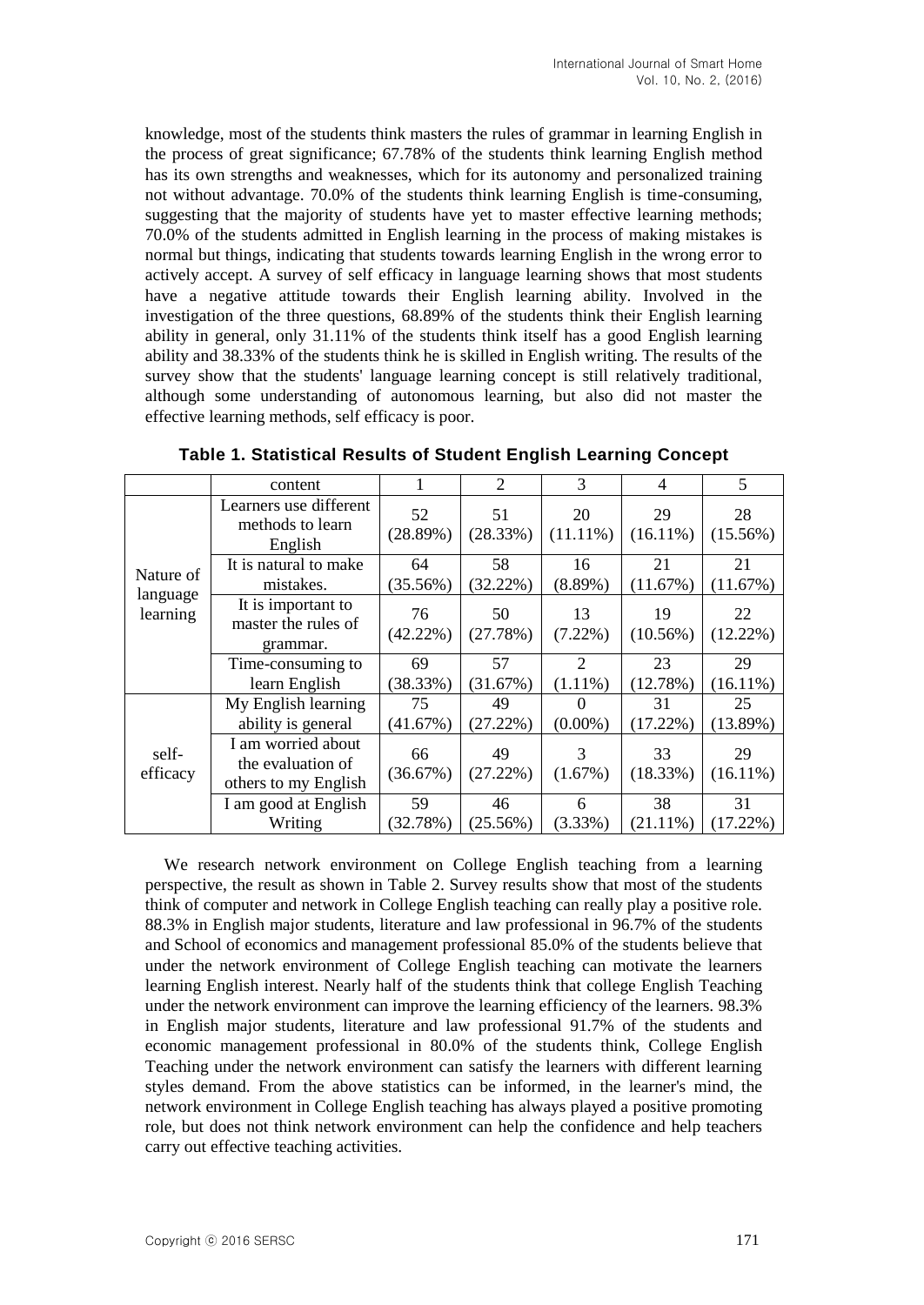knowledge, most of the students think masters the rules of grammar in learning English in the process of great significance; 67.78% of the students think learning English method has its own strengths and weaknesses, which for its autonomy and personalized training not without advantage. 70.0% of the students think learning English is time-consuming, suggesting that the majority of students have yet to master effective learning methods; 70.0% of the students admitted in English learning in the process of making mistakes is normal but things, indicating that students towards learning English in the wrong error to actively accept. A survey of self efficacy in language learning shows that most students have a negative attitude towards their English learning ability. Involved in the investigation of the three questions, 68.89% of the students think their English learning ability in general, only 31.11% of the students think itself has a good English learning ability and 38.33% of the students think he is skilled in English writing. The results of the survey show that the students' language learning concept is still relatively traditional, although some understanding of autonomous learning, but also did not master the effective learning methods, self efficacy is poor.

**Table 1. Statistical Results of Student English Learning Concept**

| | content | 1 | 2 | 3 | 4 | 5 |
|---|---|---|---|---|---|---|
| Nature of language learning | Learners use different methods to learn English | 52 (28.89%) | 51 (28.33%) | 20 (11.11%) | 29 (16.11%) | 28 (15.56%) |
| | It is natural to make mistakes. | 64 (35.56%) | 58 (32.22%) | 16 (8.89%) | 21 (11.67%) | 21 (11.67%) |
| | It is important to master the rules of grammar. | 76 (42.22%) | 50 (27.78%) | 13 (7.22%) | 19 (10.56%) | 22 (12.22%) |
| | Time-consuming to learn English | 69 (38.33%) | 57 (31.67%) | 2 (1.11%) | 23 (12.78%) | 29 (16.11%) |
| self-efficacy | My English learning ability is general | 75 (41.67%) | 49 (27.22%) | 0 (0.00%) | 31 (17.22%) | 25 (13.89%) |
| | I am worried about the evaluation of others to my English | 66 (36.67%) | 49 (27.22%) | 3 (1.67%) | 33 (18.33%) | 29 (16.11%) |
| | I am good at English Writing | 59 (32.78%) | 46 (25.56%) | 6 (3.33%) | 38 (21.11%) | 31 (17.22%) |

We research network environment on College English teaching from a learning perspective, the result as shown in Table 2. Survey results show that most of the students think of computer and network in College English teaching can really play a positive role. 88.3% in English major students, literature and law professional in 96.7% of the students and School of economics and management professional 85.0% of the students believe that under the network environment of College English teaching can motivate the learners learning English interest. Nearly half of the students think that college English Teaching under the network environment can improve the learning efficiency of the learners. 98.3% in English major students, literature and law professional 91.7% of the students and economic management professional in 80.0% of the students think, College English Teaching under the network environment can satisfy the learners with different learning styles demand. From the above statistics can be informed, in the learner's mind, the network environment in College English teaching has always played a positive promoting role, but does not think network environment can help the confidence and help teachers carry out effective teaching activities.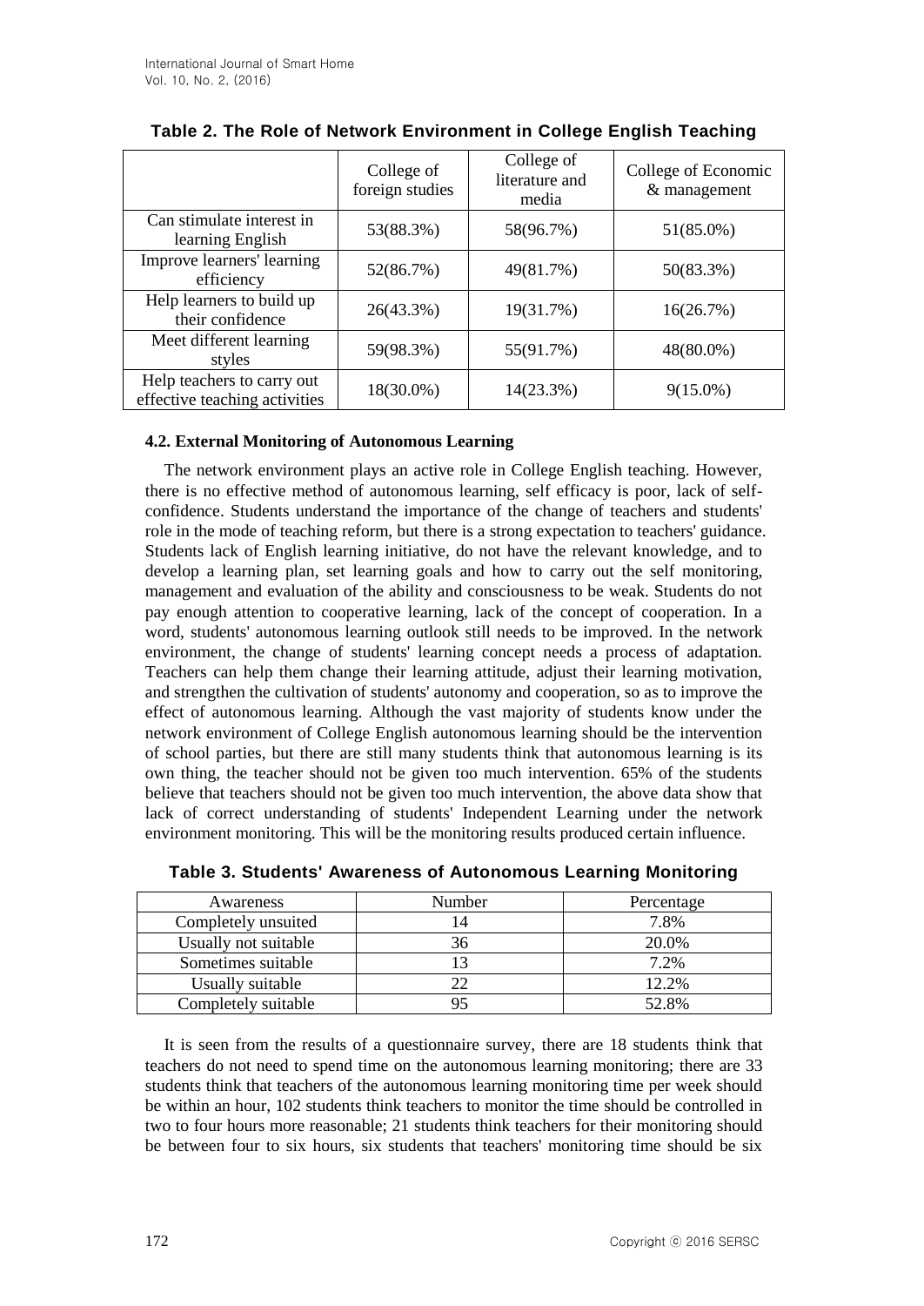**Table 2. The Role of Network Environment in College English Teaching**

| | College of foreign studies | College of literature and media | College of Economic & management |
|---|---|---|---|
| Can stimulate interest in learning English | 53(88.3%) | 58(96.7%) | 51(85.0%) |
| Improve learners' learning efficiency | 52(86.7%) | 49(81.7%) | 50(83.3%) |
| Help learners to build up their confidence | 26(43.3%) | 19(31.7%) | 16(26.7%) |
| Meet different learning styles | 59(98.3%) | 55(91.7%) | 48(80.0%) |
| Help teachers to carry out effective teaching activities | 18(30.0%) | 14(23.3%) | 9(15.0%) |

### 4.2. External Monitoring of Autonomous Learning

The network environment plays an active role in College English teaching. However, there is no effective method of autonomous learning, self efficacy is poor, lack of self-confidence. Students understand the importance of the change of teachers and students' role in the mode of teaching reform, but there is a strong expectation to teachers' guidance. Students lack of English learning initiative, do not have the relevant knowledge, and to develop a learning plan, set learning goals and how to carry out the self monitoring, management and evaluation of the ability and consciousness to be weak. Students do not pay enough attention to cooperative learning, lack of the concept of cooperation. In a word, students' autonomous learning outlook still needs to be improved. In the network environment, the change of students' learning concept needs a process of adaptation. Teachers can help them change their learning attitude, adjust their learning motivation, and strengthen the cultivation of students' autonomy and cooperation, so as to improve the effect of autonomous learning. Although the vast majority of students know under the network environment of College English autonomous learning should be the intervention of school parties, but there are still many students think that autonomous learning is its own thing, the teacher should not be given too much intervention. 65% of the students believe that teachers should not be given too much intervention, the above data show that lack of correct understanding of students' Independent Learning under the network environment monitoring. This will be the monitoring results produced certain influence.

**Table 3. Students' Awareness of Autonomous Learning Monitoring**

| Awareness | Number | Percentage |
|---|---|---|
| Completely unsuited | 14 | 7.8% |
| Usually not suitable | 36 | 20.0% |
| Sometimes suitable | 13 | 7.2% |
| Usually suitable | 22 | 12.2% |
| Completely suitable | 95 | 52.8% |

It is seen from the results of a questionnaire survey, there are 18 students think that teachers do not need to spend time on the autonomous learning monitoring; there are 33 students think that teachers of the autonomous learning monitoring time per week should be within an hour, 102 students think teachers to monitor the time should be controlled in two to four hours more reasonable; 21 students think teachers for their monitoring should be between four to six hours, six students that teachers' monitoring time should be six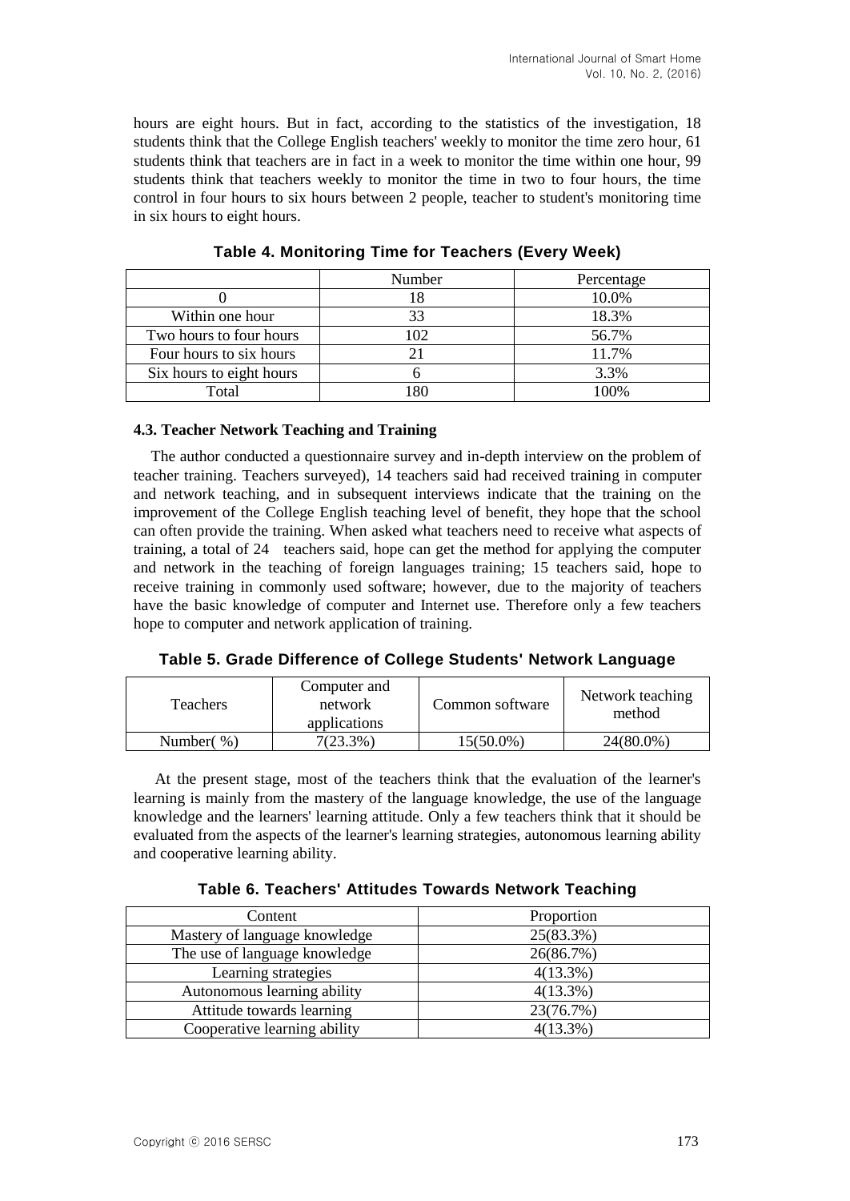hours are eight hours. But in fact, according to the statistics of the investigation, 18 students think that the College English teachers' weekly to monitor the time zero hour, 61 students think that teachers are in fact in a week to monitor the time within one hour, 99 students think that teachers weekly to monitor the time in two to four hours, the time control in four hours to six hours between 2 people, teacher to student's monitoring time in six hours to eight hours.

**Table 4. Monitoring Time for Teachers (Every Week)**

| | Number | Percentage |
|---|---|---|
| 0 | 18 | 10.0% |
| Within one hour | 33 | 18.3% |
| Two hours to four hours | 102 | 56.7% |
| Four hours to six hours | 21 | 11.7% |
| Six hours to eight hours | 6 | 3.3% |
| Total | 180 | 100% |

### 4.3. Teacher Network Teaching and Training

The author conducted a questionnaire survey and in-depth interview on the problem of teacher training. Teachers surveyed), 14 teachers said had received training in computer and network teaching, and in subsequent interviews indicate that the training on the improvement of the College English teaching level of benefit, they hope that the school can often provide the training. When asked what teachers need to receive what aspects of training, a total of 24 teachers said, hope can get the method for applying the computer and network in the teaching of foreign languages training; 15 teachers said, hope to receive training in commonly used software; however, due to the majority of teachers have the basic knowledge of computer and Internet use. Therefore only a few teachers hope to computer and network application of training.

**Table 5. Grade Difference of College Students' Network Language**

| Teachers | Computer and network applications | Common software | Network teaching method |
|---|---|---|---|
| Number( %) | 7(23.3%) | 15(50.0%) | 24(80.0%) |

At the present stage, most of the teachers think that the evaluation of the learner's learning is mainly from the mastery of the language knowledge, the use of the language knowledge and the learners' learning attitude. Only a few teachers think that it should be evaluated from the aspects of the learner's learning strategies, autonomous learning ability and cooperative learning ability.

**Table 6. Teachers' Attitudes Towards Network Teaching**

| Content | Proportion |
|---|---|
| Mastery of language knowledge | 25(83.3%) |
| The use of language knowledge | 26(86.7%) |
| Learning strategies | 4(13.3%) |
| Autonomous learning ability | 4(13.3%) |
| Attitude towards learning | 23(76.7%) |
| Cooperative learning ability | 4(13.3%) |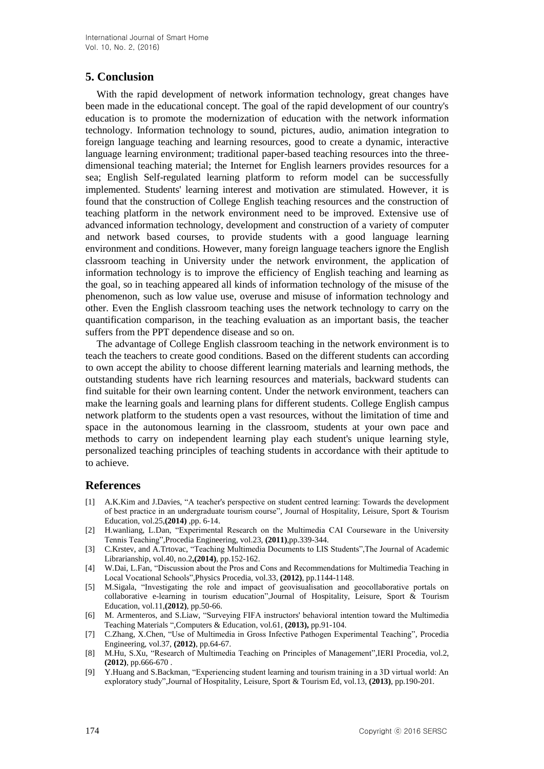## 5. Conclusion

With the rapid development of network information technology, great changes have been made in the educational concept. The goal of the rapid development of our country's education is to promote the modernization of education with the network information technology. Information technology to sound, pictures, audio, animation integration to foreign language teaching and learning resources, good to create a dynamic, interactive language learning environment; traditional paper-based teaching resources into the three-dimensional teaching material; the Internet for English learners provides resources for a sea; English Self-regulated learning platform to reform model can be successfully implemented. Students' learning interest and motivation are stimulated. However, it is found that the construction of College English teaching resources and the construction of teaching platform in the network environment need to be improved. Extensive use of advanced information technology, development and construction of a variety of computer and network based courses, to provide students with a good language learning environment and conditions. However, many foreign language teachers ignore the English classroom teaching in University under the network environment, the application of information technology is to improve the efficiency of English teaching and learning as the goal, so in teaching appeared all kinds of information technology of the misuse of the phenomenon, such as low value use, overuse and misuse of information technology and other. Even the English classroom teaching uses the network technology to carry on the quantification comparison, in the teaching evaluation as an important basis, the teacher suffers from the PPT dependence disease and so on.

The advantage of College English classroom teaching in the network environment is to teach the teachers to create good conditions. Based on the different students can according to own accept the ability to choose different learning materials and learning methods, the outstanding students have rich learning resources and materials, backward students can find suitable for their own learning content. Under the network environment, teachers can make the learning goals and learning plans for different students. College English campus network platform to the students open a vast resources, without the limitation of time and space in the autonomous learning in the classroom, students at your own pace and methods to carry on independent learning play each student's unique learning style, personalized teaching principles of teaching students in accordance with their aptitude to to achieve.

## References

[1] A.K.Kim and J.Davies, "A teacher's perspective on student centred learning: Towards the development of best practice in an undergraduate tourism course", Journal of Hospitality, Leisure, Sport & Tourism Education, vol.25,**(2014)** ,pp. 6-14.

[2] H.wanliang, L.Dan, "Experimental Research on the Multimedia CAI Courseware in the University Tennis Teaching",Procedia Engineering, vol.23, **(2011)**,pp.339-344.

[3] C.Krstev, and A.Trtovac, "Teaching Multimedia Documents to LIS Students",The Journal of Academic Librarianship, vol.40, no.2**,(2014)**, pp.152-162.

[4] W.Dai, L.Fan, "Discussion about the Pros and Cons and Recommendations for Multimedia Teaching in Local Vocational Schools",Physics Procedia, vol.33, **(2012)**, pp.1144-1148.

[5] M.Sigala, "Investigating the role and impact of geovisualisation and geocollaborative portals on collaborative e-learning in tourism education",Journal of Hospitality, Leisure, Sport & Tourism Education, vol.11,**(2012)**, pp.50-66.

[6] M. Armenteros, and S.Liaw, "Surveying FIFA instructors' behavioral intention toward the Multimedia Teaching Materials ",Computers & Education, vol.61, **(2013),** pp.91-104.

[7] C.Zhang, X.Chen, "Use of Multimedia in Gross Infective Pathogen Experimental Teaching", Procedia Engineering, vol.37, **(2012)**, pp.64-67.

[8] M.Hu, S.Xu, "Research of Multimedia Teaching on Principles of Management",IERI Procedia, vol.2, **(2012)**, pp.666-670 .

[9] Y.Huang and S.Backman, "Experiencing student learning and tourism training in a 3D virtual world: An exploratory study",Journal of Hospitality, Leisure, Sport & Tourism Ed, vol.13, **(2013)**, pp.190-201.